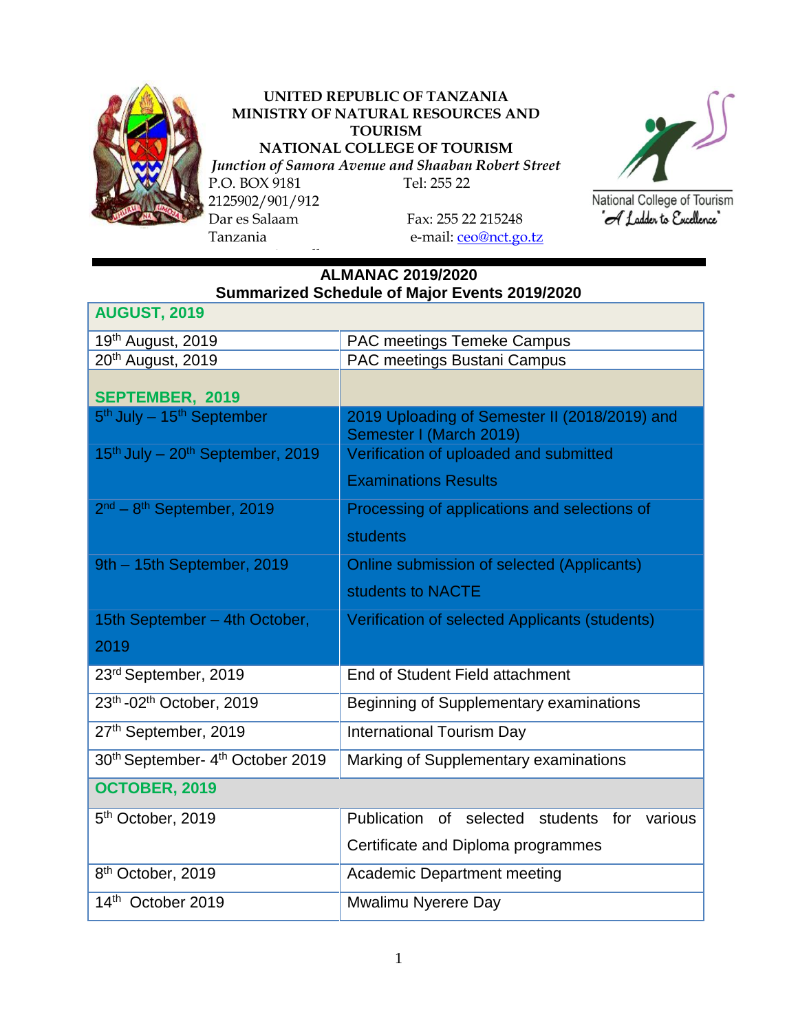**UNITED REPUBLIC OF TANZANIA**
**MINISTRY OF NATURAL RESOURCES AND TOURISM**
**NATIONAL COLLEGE OF TOURISM**

*Junction of Samora Avenue and Shaaban Robert Street*

P.O. BOX 9181
Tel: 255 22 2125902/901/912
Dar es Salaam
Fax: 255 22 215248
Tanzania
e-mail: ceo@nct.go.tz

National College of Tourism
"A Ladder to Excellence"

## ALMANAC 2019/2020
### Summarized Schedule of Major Events 2019/2020

| **AUGUST, 2019** | |
|---|---|
| 19th August, 2019 | PAC meetings Temeke Campus |
| 20th August, 2019 | PAC meetings Bustani Campus |
| **SEPTEMBER, 2019** | |
| 5th July – 15th September | 2019 Uploading of Semester II (2018/2019) and Semester I (March 2019) |
| 15th July – 20th September, 2019 | Verification of uploaded and submitted Examinations Results |
| 2nd – 8th September, 2019 | Processing of applications and selections of students |
| 9th – 15th September, 2019 | Online submission of selected (Applicants) students to NACTE |
| 15th September – 4th October, 2019 | Verification of selected Applicants (students) |
| 23rd September, 2019 | End of Student Field attachment |
| 23th -02th October, 2019 | Beginning of Supplementary examinations |
| 27th September, 2019 | International Tourism Day |
| 30th September- 4th October 2019 | Marking of Supplementary examinations |
| **OCTOBER, 2019** | |
| 5th October, 2019 | Publication of selected students for various Certificate and Diploma programmes |
| 8th October, 2019 | Academic Department meeting |
| 14th October 2019 | Mwalimu Nyerere Day |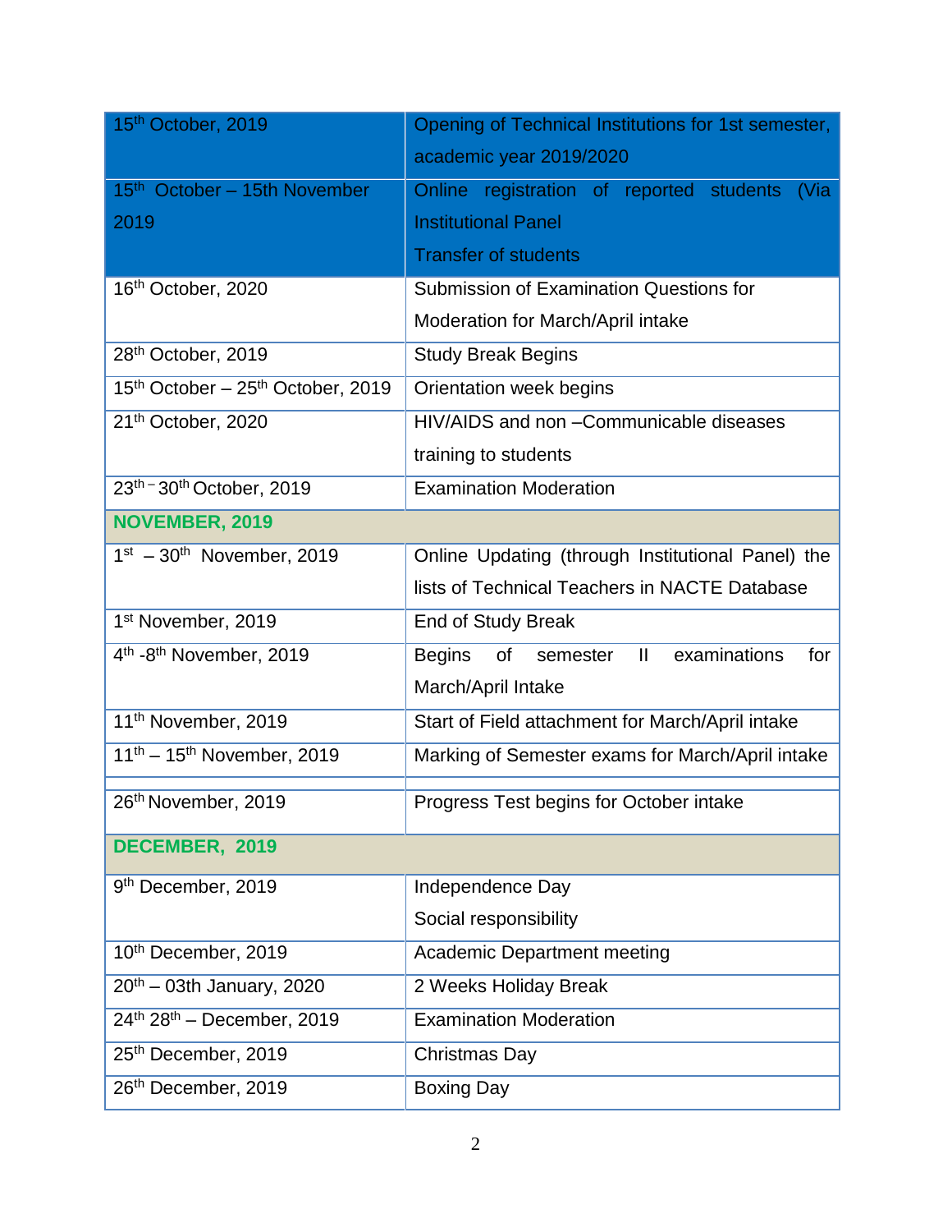| 15th October, 2019 | Opening of Technical Institutions for 1st semester, academic year 2019/2020 |
|---|---|
| 15th October – 15th November 2019 | Online registration of reported students (Via Institutional Panel<br>Transfer of students |
| 16th October, 2020 | Submission of Examination Questions for Moderation for March/April intake |
| 28th October, 2019 | Study Break Begins |
| 15th October – 25th October, 2019 | Orientation week begins |
| 21th October, 2020 | HIV/AIDS and non –Communicable diseases training to students |
| 23th – 30th October, 2019 | Examination Moderation |
| **NOVEMBER, 2019** | |
| 1st – 30th November, 2019 | Online Updating (through Institutional Panel) the lists of Technical Teachers in NACTE Database |
| 1st November, 2019 | End of Study Break |
| 4th -8th November, 2019 | Begins of semester II examinations for March/April Intake |
| 11th November, 2019 | Start of Field attachment for March/April intake |
| 11th – 15th November, 2019 | Marking of Semester exams for March/April intake |
| | |
| 26th November, 2019 | Progress Test begins for October intake |
| **DECEMBER, 2019** | |
| 9th December, 2019 | Independence Day<br>Social responsibility |
| 10th December, 2019 | Academic Department meeting |
| 20th – 03th January, 2020 | 2 Weeks Holiday Break |
| 24th 28th – December, 2019 | Examination Moderation |
| 25th December, 2019 | Christmas Day |
| 26th December, 2019 | Boxing Day |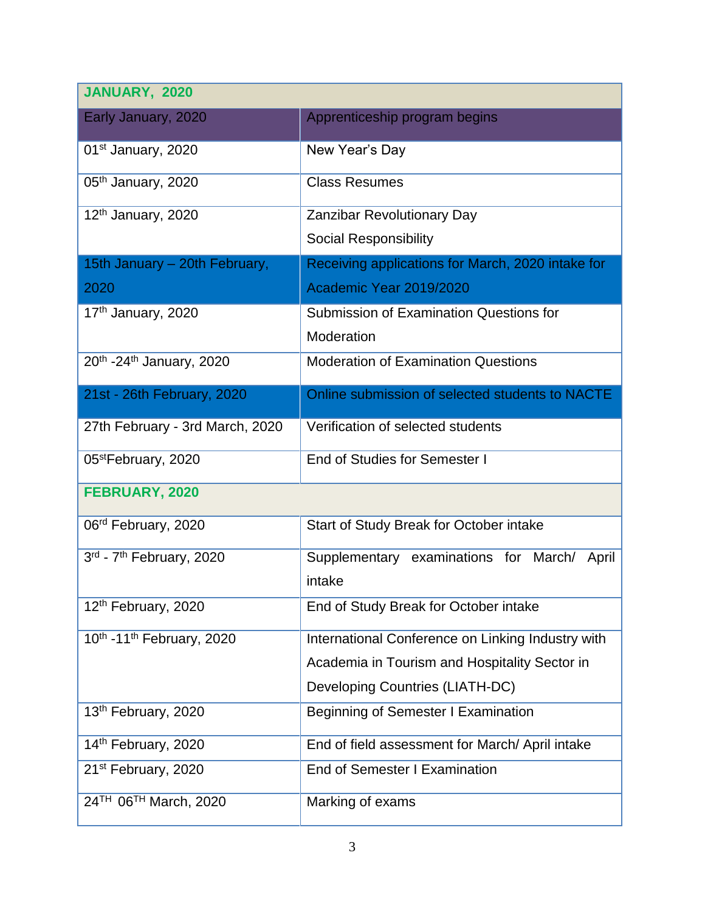| JANUARY, 2020 | |
|---|---|
| Early January, 2020 | Apprenticeship program begins |
| 01st January, 2020 | New Year's Day |
| 05th January, 2020 | Class Resumes |
| 12th January, 2020 | Zanzibar Revolutionary Day<br>Social Responsibility |
| 15th January – 20th February, 2020 | Receiving applications for March, 2020 intake for Academic Year 2019/2020 |
| 17th January, 2020 | Submission of Examination Questions for Moderation |
| 20th -24th January, 2020 | Moderation of Examination Questions |
| 21st - 26th February, 2020 | Online submission of selected students to NACTE |
| 27th February - 3rd March, 2020 | Verification of selected students |
| 05st February, 2020 | End of Studies for Semester I |
| **FEBRUARY, 2020** | |
| 06rd February, 2020 | Start of Study Break for October intake |
| 3rd - 7th February, 2020 | Supplementary examinations for March/ April intake |
| 12th February, 2020 | End of Study Break for October intake |
| 10th -11th February, 2020 | International Conference on Linking Industry with Academia in Tourism and Hospitality Sector in Developing Countries (LIATH-DC) |
| 13th February, 2020 | Beginning of Semester I Examination |
| 14th February, 2020 | End of field assessment for March/ April intake |
| 21st February, 2020 | End of Semester I Examination |
| 24TH 06TH March, 2020 | Marking of exams |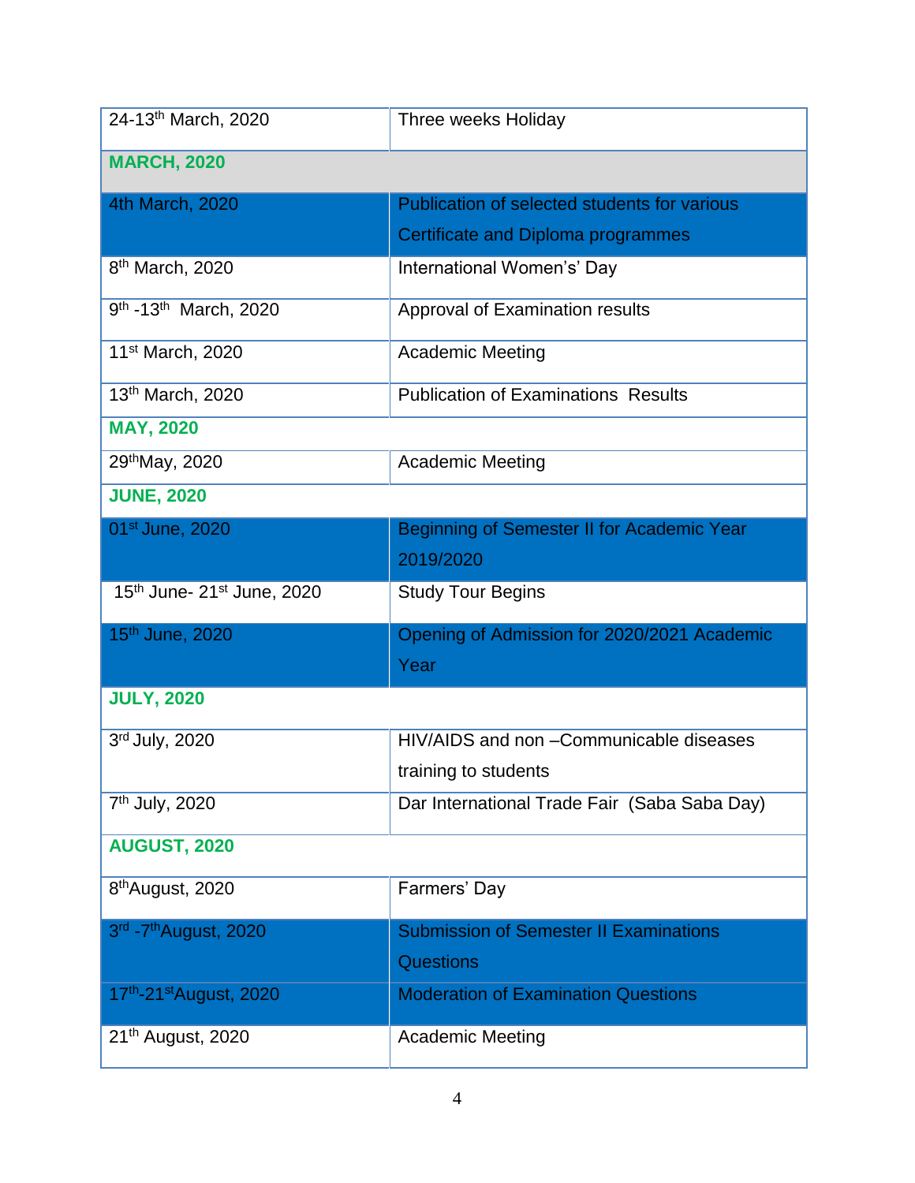| | |
|---|---|
| 24-13th March, 2020 | Three weeks Holiday |
| **MARCH, 2020** | |
| 4th March, 2020 | Publication of selected students for various Certificate and Diploma programmes |
| 8th March, 2020 | International Women's' Day |
| 9th -13th March, 2020 | Approval of Examination results |
| 11st March, 2020 | Academic Meeting |
| 13th March, 2020 | Publication of Examinations Results |
| **MAY, 2020** | |
| 29thMay, 2020 | Academic Meeting |
| **JUNE, 2020** | |
| 01st June, 2020 | Beginning of Semester II for Academic Year 2019/2020 |
| 15th June- 21st June, 2020 | Study Tour Begins |
| 15th June, 2020 | Opening of Admission for 2020/2021 Academic Year |
| **JULY, 2020** | |
| 3rd July, 2020 | HIV/AIDS and non –Communicable diseases training to students |
| 7th July, 2020 | Dar International Trade Fair (Saba Saba Day) |
| **AUGUST, 2020** | |
| 8thAugust, 2020 | Farmers' Day |
| 3rd -7thAugust, 2020 | Submission of Semester II Examinations Questions |
| 17th-21stAugust, 2020 | Moderation of Examination Questions |
| 21th August, 2020 | Academic Meeting |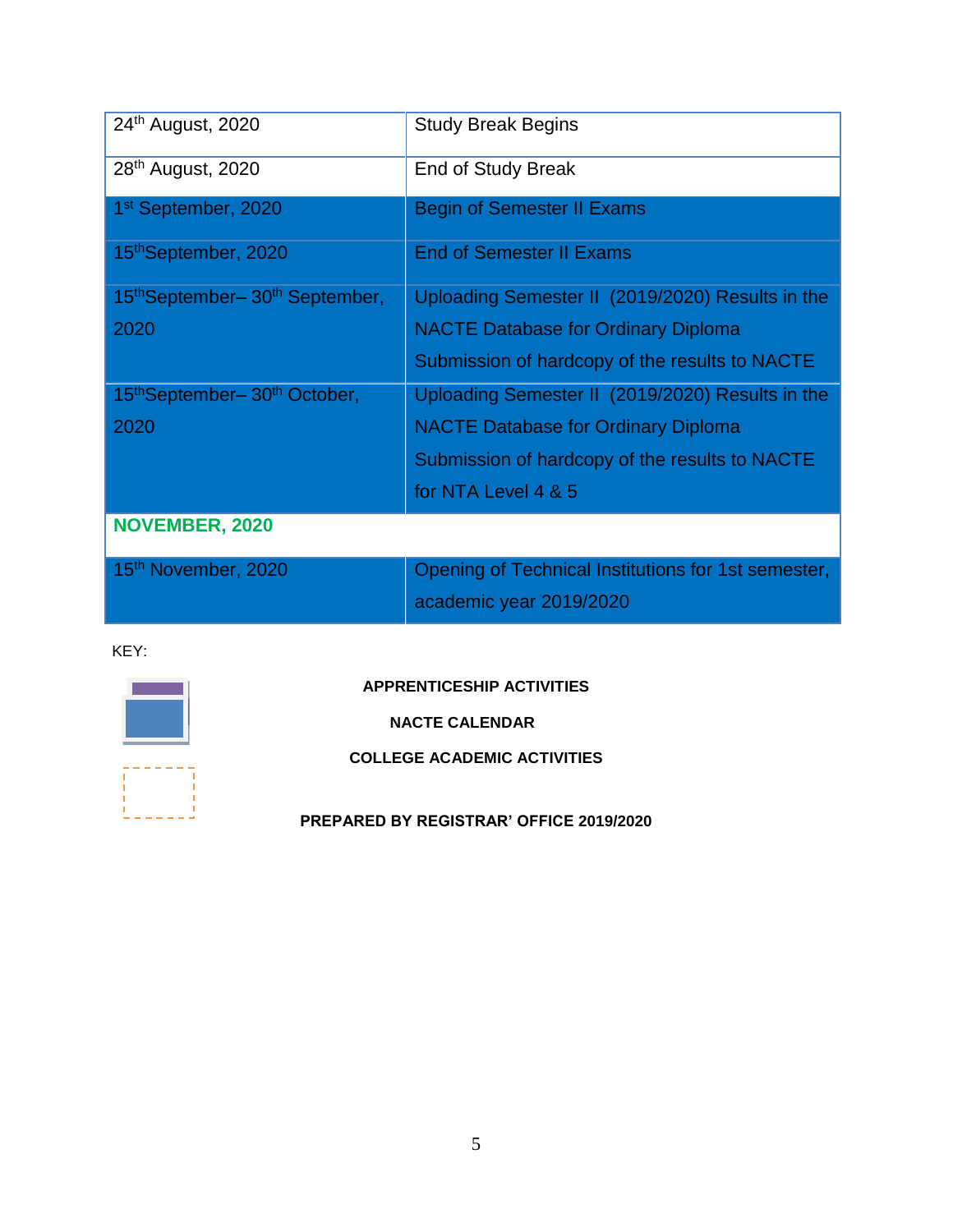| | |
|---|---|
| 24th August, 2020 | Study Break Begins |
| 28th August, 2020 | End of Study Break |
| 1st September, 2020 | Begin of Semester II Exams |
| 15thSeptember, 2020 | End of Semester II Exams |
| 15thSeptember– 30th September, 2020 | Uploading Semester II (2019/2020) Results in the NACTE Database for Ordinary Diploma Submission of hardcopy of the results to NACTE |
| 15thSeptember– 30th October, 2020 | Uploading Semester II (2019/2020) Results in the NACTE Database for Ordinary Diploma Submission of hardcopy of the results to NACTE for NTA Level 4 & 5 |
| **NOVEMBER, 2020** | |
| 15th November, 2020 | Opening of Technical Institutions for 1st semester, academic year 2019/2020 |

KEY:

**APPRENTICESHIP ACTIVITIES**

**NACTE CALENDAR**

**COLLEGE ACADEMIC ACTIVITIES**

**PREPARED BY REGISTRAR' OFFICE 2019/2020**